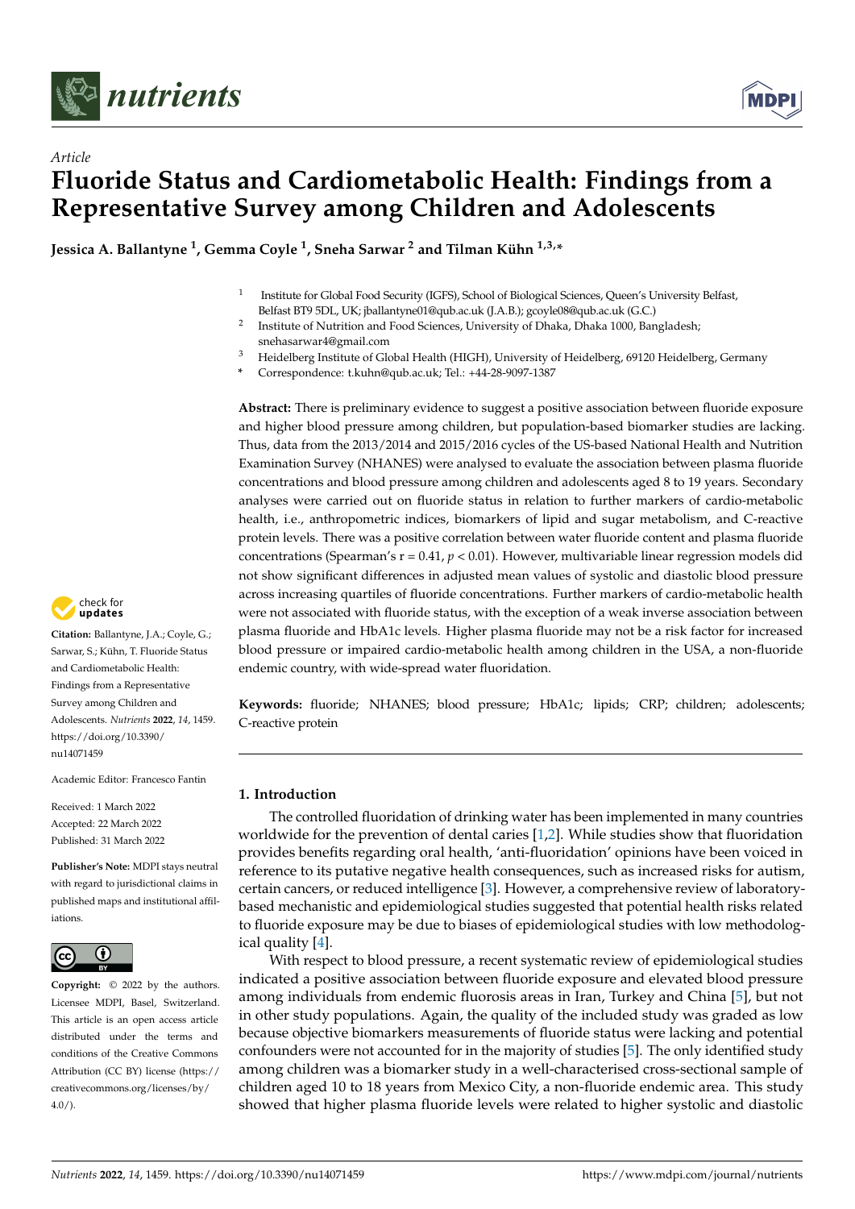*Article*

# Fluoride Status and Cardiometabolic Health: Findings from a Representative Survey among Children and Adolescents

**Jessica A. Ballantyne [1], Gemma Coyle [1], Sneha Sarwar [2] and Tilman Kühn [1,3,*]**

[1] Institute for Global Food Security (IGFS), School of Biological Sciences, Queen's University Belfast, Belfast BT9 5DL, UK; jballantyne01@qub.ac.uk (J.A.B.); gcoyle08@qub.ac.uk (G.C.)

[2] Institute of Nutrition and Food Sciences, University of Dhaka, Dhaka 1000, Bangladesh; snehasarwar4@gmail.com

[3] Heidelberg Institute of Global Health (HIGH), University of Heidelberg, 69120 Heidelberg, Germany

\* Correspondence: t.kuhn@qub.ac.uk; Tel.: +44-28-9097-1387

**Abstract:** There is preliminary evidence to suggest a positive association between fluoride exposure and higher blood pressure among children, but population-based biomarker studies are lacking. Thus, data from the 2013/2014 and 2015/2016 cycles of the US-based National Health and Nutrition Examination Survey (NHANES) were analysed to evaluate the association between plasma fluoride concentrations and blood pressure among children and adolescents aged 8 to 19 years. Secondary analyses were carried out on fluoride status in relation to further markers of cardio-metabolic health, i.e., anthropometric indices, biomarkers of lipid and sugar metabolism, and C-reactive protein levels. There was a positive correlation between water fluoride content and plasma fluoride concentrations (Spearman's r = 0.41, $p < 0.01$). However, multivariable linear regression models did not show significant differences in adjusted mean values of systolic and diastolic blood pressure across increasing quartiles of fluoride concentrations. Further markers of cardio-metabolic health were not associated with fluoride status, with the exception of a weak inverse association between plasma fluoride and HbA1c levels. Higher plasma fluoride may not be a risk factor for increased blood pressure or impaired cardio-metabolic health among children in the USA, a non-fluoride endemic country, with wide-spread water fluoridation.

**Keywords:** fluoride; NHANES; blood pressure; HbA1c; lipids; CRP; children; adolescents; C-reactive protein

**Citation:** Ballantyne, J.A.; Coyle, G.; Sarwar, S.; Kühn, T. Fluoride Status and Cardiometabolic Health: Findings from a Representative Survey among Children and Adolescents. *Nutrients* **2022**, *14*, 1459. https://doi.org/10.3390/nu14071459

Academic Editor: Francesco Fantin

Received: 1 March 2022
Accepted: 22 March 2022
Published: 31 March 2022

**Publisher's Note:** MDPI stays neutral with regard to jurisdictional claims in published maps and institutional affiliations.

**Copyright:** © 2022 by the authors. Licensee MDPI, Basel, Switzerland. This article is an open access article distributed under the terms and conditions of the Creative Commons Attribution (CC BY) license (https://creativecommons.org/licenses/by/4.0/).

## 1. Introduction

The controlled fluoridation of drinking water has been implemented in many countries worldwide for the prevention of dental caries [1,2]. While studies show that fluoridation provides benefits regarding oral health, 'anti-fluoridation' opinions have been voiced in reference to its putative negative health consequences, such as increased risks for autism, certain cancers, or reduced intelligence [3]. However, a comprehensive review of laboratory-based mechanistic and epidemiological studies suggested that potential health risks related to fluoride exposure may be due to biases of epidemiological studies with low methodological quality [4].

With respect to blood pressure, a recent systematic review of epidemiological studies indicated a positive association between fluoride exposure and elevated blood pressure among individuals from endemic fluorosis areas in Iran, Turkey and China [5], but not in other study populations. Again, the quality of the included study was graded as low because objective biomarkers measurements of fluoride status were lacking and potential confounders were not accounted for in the majority of studies [5]. The only identified study among children was a biomarker study in a well-characterised cross-sectional sample of children aged 10 to 18 years from Mexico City, a non-fluoride endemic area. This study showed that higher plasma fluoride levels were related to higher systolic and diastolic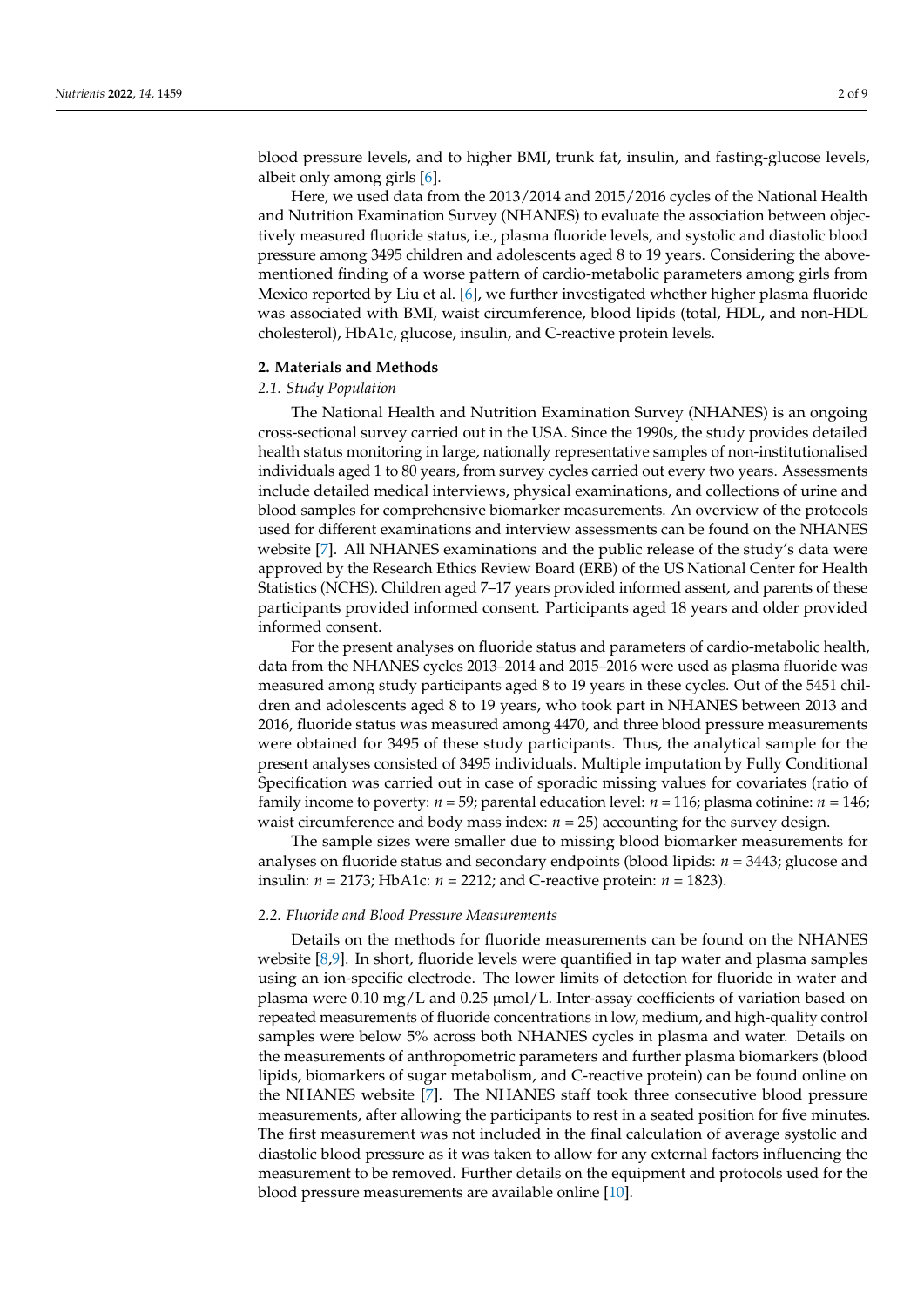blood pressure levels, and to higher BMI, trunk fat, insulin, and fasting-glucose levels, albeit only among girls [6].

Here, we used data from the 2013/2014 and 2015/2016 cycles of the National Health and Nutrition Examination Survey (NHANES) to evaluate the association between objectively measured fluoride status, i.e., plasma fluoride levels, and systolic and diastolic blood pressure among 3495 children and adolescents aged 8 to 19 years. Considering the above-mentioned finding of a worse pattern of cardio-metabolic parameters among girls from Mexico reported by Liu et al. [6], we further investigated whether higher plasma fluoride was associated with BMI, waist circumference, blood lipids (total, HDL, and non-HDL cholesterol), HbA1c, glucose, insulin, and C-reactive protein levels.

## 2. Materials and Methods

### *2.1. Study Population*

The National Health and Nutrition Examination Survey (NHANES) is an ongoing cross-sectional survey carried out in the USA. Since the 1990s, the study provides detailed health status monitoring in large, nationally representative samples of non-institutionalised individuals aged 1 to 80 years, from survey cycles carried out every two years. Assessments include detailed medical interviews, physical examinations, and collections of urine and blood samples for comprehensive biomarker measurements. An overview of the protocols used for different examinations and interview assessments can be found on the NHANES website [7]. All NHANES examinations and the public release of the study's data were approved by the Research Ethics Review Board (ERB) of the US National Center for Health Statistics (NCHS). Children aged 7–17 years provided informed assent, and parents of these participants provided informed consent. Participants aged 18 years and older provided informed consent.

For the present analyses on fluoride status and parameters of cardio-metabolic health, data from the NHANES cycles 2013–2014 and 2015–2016 were used as plasma fluoride was measured among study participants aged 8 to 19 years in these cycles. Out of the 5451 children and adolescents aged 8 to 19 years, who took part in NHANES between 2013 and 2016, fluoride status was measured among 4470, and three blood pressure measurements were obtained for 3495 of these study participants. Thus, the analytical sample for the present analyses consisted of 3495 individuals. Multiple imputation by Fully Conditional Specification was carried out in case of sporadic missing values for covariates (ratio of family income to poverty: $n = 59$; parental education level: $n = 116$; plasma cotinine: $n = 146$; waist circumference and body mass index: $n = 25$) accounting for the survey design.

The sample sizes were smaller due to missing blood biomarker measurements for analyses on fluoride status and secondary endpoints (blood lipids: $n = 3443$; glucose and insulin: $n = 2173$; HbA1c: $n = 2212$; and C-reactive protein: $n = 1823$).

### *2.2. Fluoride and Blood Pressure Measurements*

Details on the methods for fluoride measurements can be found on the NHANES website [8,9]. In short, fluoride levels were quantified in tap water and plasma samples using an ion-specific electrode. The lower limits of detection for fluoride in water and plasma were 0.10 mg/L and 0.25 μmol/L. Inter-assay coefficients of variation based on repeated measurements of fluoride concentrations in low, medium, and high-quality control samples were below 5% across both NHANES cycles in plasma and water. Details on the measurements of anthropometric parameters and further plasma biomarkers (blood lipids, biomarkers of sugar metabolism, and C-reactive protein) can be found online on the NHANES website [7]. The NHANES staff took three consecutive blood pressure measurements, after allowing the participants to rest in a seated position for five minutes. The first measurement was not included in the final calculation of average systolic and diastolic blood pressure as it was taken to allow for any external factors influencing the measurement to be removed. Further details on the equipment and protocols used for the blood pressure measurements are available online [10].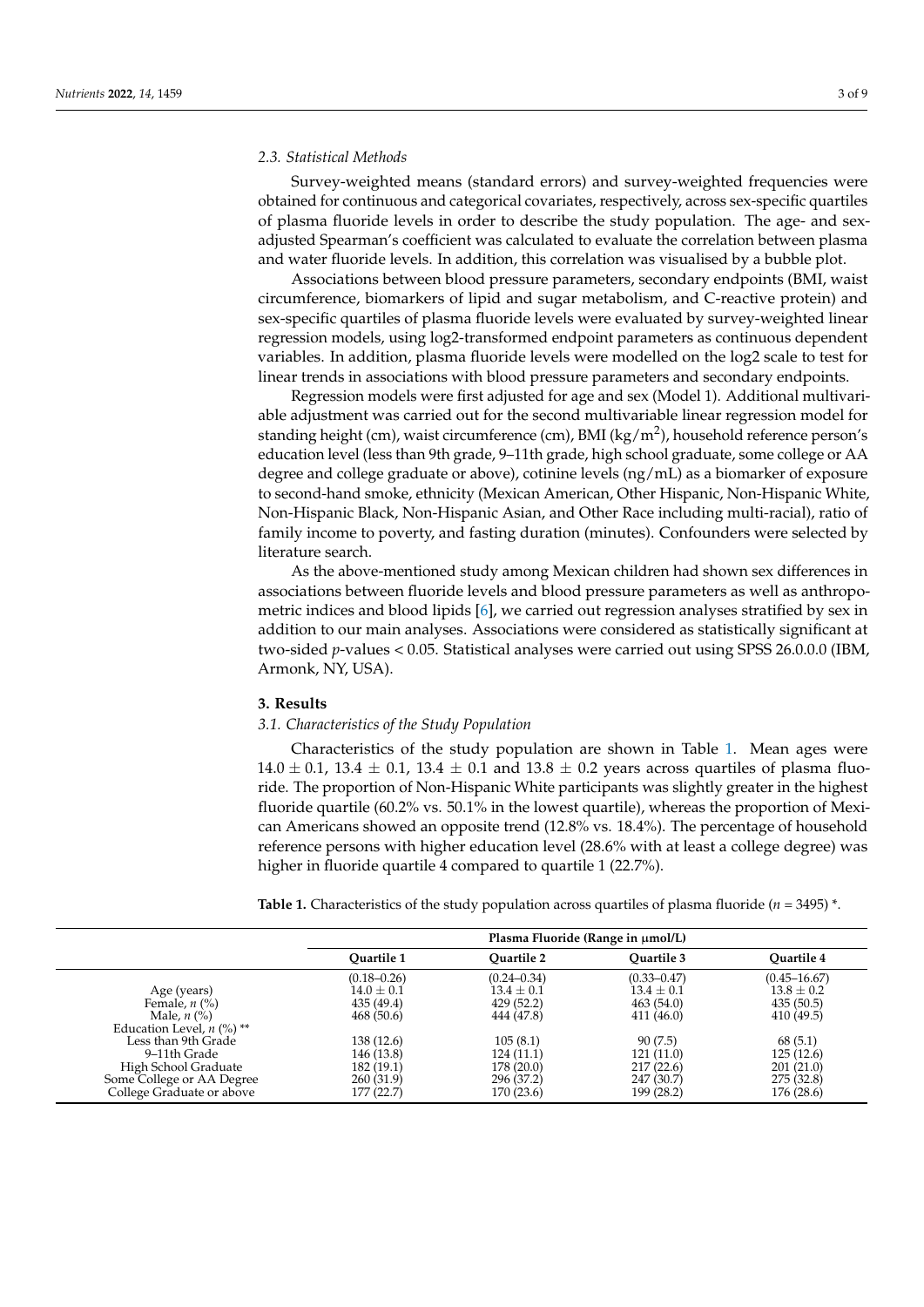### 2.3. Statistical Methods

Survey-weighted means (standard errors) and survey-weighted frequencies were obtained for continuous and categorical covariates, respectively, across sex-specific quartiles of plasma fluoride levels in order to describe the study population. The age- and sex-adjusted Spearman's coefficient was calculated to evaluate the correlation between plasma and water fluoride levels. In addition, this correlation was visualised by a bubble plot.

Associations between blood pressure parameters, secondary endpoints (BMI, waist circumference, biomarkers of lipid and sugar metabolism, and C-reactive protein) and sex-specific quartiles of plasma fluoride levels were evaluated by survey-weighted linear regression models, using log2-transformed endpoint parameters as continuous dependent variables. In addition, plasma fluoride levels were modelled on the log2 scale to test for linear trends in associations with blood pressure parameters and secondary endpoints.

Regression models were first adjusted for age and sex (Model 1). Additional multivariable adjustment was carried out for the second multivariable linear regression model for standing height (cm), waist circumference (cm), BMI (kg/m$^2$), household reference person's education level (less than 9th grade, 9–11th grade, high school graduate, some college or AA degree and college graduate or above), cotinine levels (ng/mL) as a biomarker of exposure to second-hand smoke, ethnicity (Mexican American, Other Hispanic, Non-Hispanic White, Non-Hispanic Black, Non-Hispanic Asian, and Other Race including multi-racial), ratio of family income to poverty, and fasting duration (minutes). Confounders were selected by literature search.

As the above-mentioned study among Mexican children had shown sex differences in associations between fluoride levels and blood pressure parameters as well as anthropometric indices and blood lipids [6], we carried out regression analyses stratified by sex in addition to our main analyses. Associations were considered as statistically significant at two-sided $p$-values < 0.05. Statistical analyses were carried out using SPSS 26.0.0.0 (IBM, Armonk, NY, USA).

## 3. Results

### 3.1. Characteristics of the Study Population

Characteristics of the study population are shown in Table 1. Mean ages were 14.0 ± 0.1, 13.4 ± 0.1, 13.4 ± 0.1 and 13.8 ± 0.2 years across quartiles of plasma fluoride. The proportion of Non-Hispanic White participants was slightly greater in the highest fluoride quartile (60.2% vs. 50.1% in the lowest quartile), whereas the proportion of Mexican Americans showed an opposite trend (12.8% vs. 18.4%). The percentage of household reference persons with higher education level (28.6% with at least a college degree) was higher in fluoride quartile 4 compared to quartile 1 (22.7%).

**Table 1.** Characteristics of the study population across quartiles of plasma fluoride ($n$ = 3495) *.

| | Plasma Fluoride (Range in µmol/L) | | | |
|---|---|---|---|---|
| | Quartile 1 | Quartile 2 | Quartile 3 | Quartile 4 |
| | (0.18–0.26) | (0.24–0.34) | (0.33–0.47) | (0.45–16.67) |
| Age (years) | 14.0 ± 0.1 | 13.4 ± 0.1 | 13.4 ± 0.1 | 13.8 ± 0.2 |
| Female, $n$ (%) | 435 (49.4) | 429 (52.2) | 463 (54.0) | 435 (50.5) |
| Male, $n$ (%) | 468 (50.6) | 444 (47.8) | 411 (46.0) | 410 (49.5) |
| Education Level, $n$ (%) ** | | | | |
| Less than 9th Grade | 138 (12.6) | 105 (8.1) | 90 (7.5) | 68 (5.1) |
| 9–11th Grade | 146 (13.8) | 124 (11.1) | 121 (11.0) | 125 (12.6) |
| High School Graduate | 182 (19.1) | 178 (20.0) | 217 (22.6) | 201 (21.0) |
| Some College or AA Degree | 260 (31.9) | 296 (37.2) | 247 (30.7) | 275 (32.8) |
| College Graduate or above | 177 (22.7) | 170 (23.6) | 199 (28.2) | 176 (28.6) |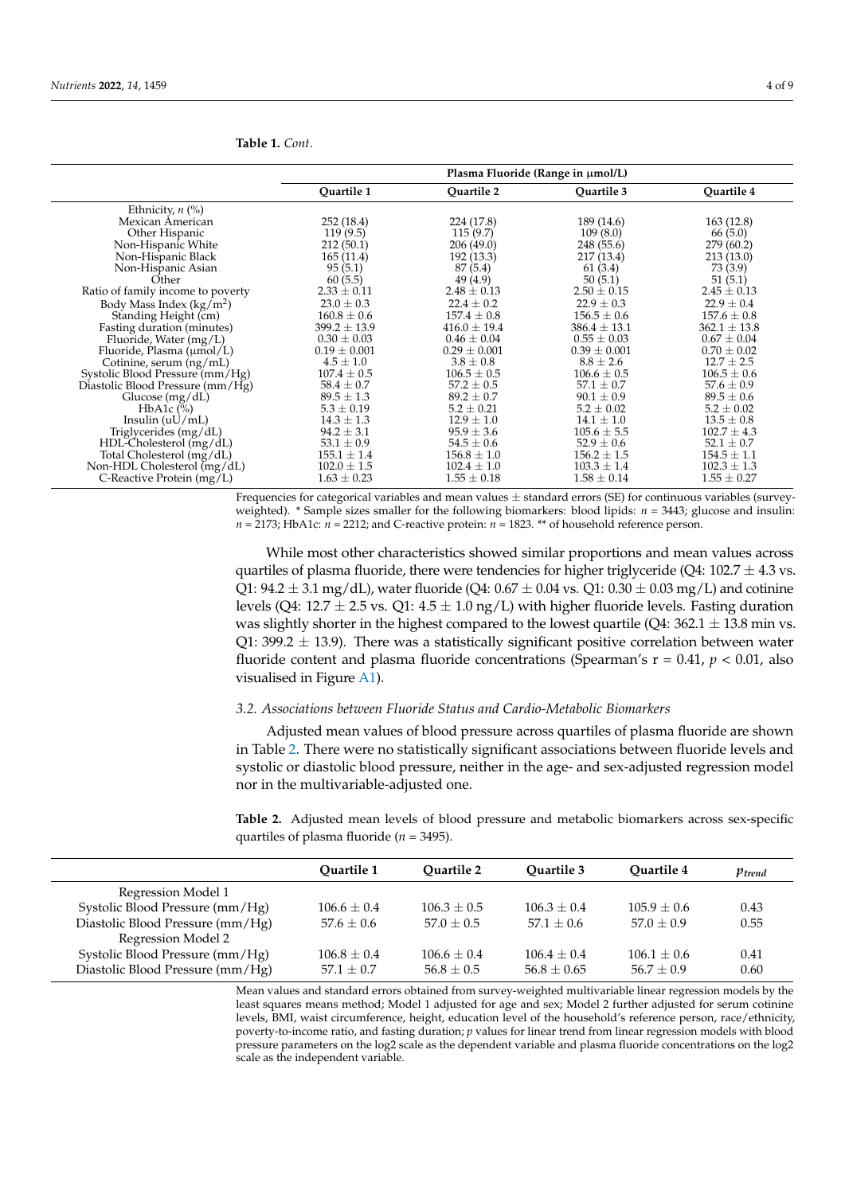**Table 1.** *Cont.*

| | Plasma Fluoride (Range in µmol/L) | | | |
|---|---|---|---|---|
| | Quartile 1 | Quartile 2 | Quartile 3 | Quartile 4 |
| Ethnicity, *n* (%) | | | | |
| Mexican American | 252 (18.4) | 224 (17.8) | 189 (14.6) | 163 (12.8) |
| Other Hispanic | 119 (9.5) | 115 (9.7) | 109 (8.0) | 66 (5.0) |
| Non-Hispanic White | 212 (50.1) | 206 (49.0) | 248 (55.6) | 279 (60.2) |
| Non-Hispanic Black | 165 (11.4) | 192 (13.3) | 217 (13.4) | 213 (13.0) |
| Non-Hispanic Asian | 95 (5.1) | 87 (5.4) | 61 (3.4) | 73 (3.9) |
| Other | 60 (5.5) | 49 (4.9) | 50 (5.1) | 51 (5.1) |
| Ratio of family income to poverty | 2.33 ± 0.11 | 2.48 ± 0.13 | 2.50 ± 0.15 | 2.45 ± 0.13 |
| Body Mass Index (kg/m$^2$) | 23.0 ± 0.3 | 22.4 ± 0.2 | 22.9 ± 0.3 | 22.9 ± 0.4 |
| Standing Height (cm) | 160.8 ± 0.6 | 157.4 ± 0.8 | 156.5 ± 0.6 | 157.6 ± 0.8 |
| Fasting duration (minutes) | 399.2 ± 13.9 | 416.0 ± 19.4 | 386.4 ± 13.1 | 362.1 ± 13.8 |
| Fluoride, Water (mg/L) | 0.30 ± 0.03 | 0.46 ± 0.04 | 0.55 ± 0.03 | 0.67 ± 0.04 |
| Fluoride, Plasma (µmol/L) | 0.19 ± 0.001 | 0.29 ± 0.001 | 0.39 ± 0.001 | 0.70 ± 0.02 |
| Cotinine, serum (ng/mL) | 4.5 ± 1.0 | 3.8 ± 0.8 | 8.8 ± 2.6 | 12.7 ± 2.5 |
| Systolic Blood Pressure (mm/Hg) | 107.4 ± 0.5 | 106.5 ± 0.5 | 106.6 ± 0.5 | 106.5 ± 0.6 |
| Diastolic Blood Pressure (mm/Hg) | 58.4 ± 0.7 | 57.2 ± 0.5 | 57.1 ± 0.7 | 57.6 ± 0.9 |
| Glucose (mg/dL) | 89.5 ± 1.3 | 89.2 ± 0.7 | 90.1 ± 0.9 | 89.5 ± 0.6 |
| HbA1c (%) | 5.3 ± 0.19 | 5.2 ± 0.21 | 5.2 ± 0.02 | 5.2 ± 0.02 |
| Insulin (uU/mL) | 14.3 ± 1.3 | 12.9 ± 1.0 | 14.1 ± 1.0 | 13.5 ± 0.8 |
| Triglycerides (mg/dL) | 94.2 ± 3.1 | 95.9 ± 3.6 | 105.6 ± 5.5 | 102.7 ± 4.3 |
| HDL-Cholesterol (mg/dL) | 53.1 ± 0.9 | 54.5 ± 0.6 | 52.9 ± 0.6 | 52.1 ± 0.7 |
| Total Cholesterol (mg/dL) | 155.1 ± 1.4 | 156.8 ± 1.0 | 156.2 ± 1.5 | 154.5 ± 1.1 |
| Non-HDL Cholesterol (mg/dL) | 102.0 ± 1.5 | 102.4 ± 1.0 | 103.3 ± 1.4 | 102.3 ± 1.3 |
| C-Reactive Protein (mg/L) | 1.63 ± 0.23 | 1.55 ± 0.18 | 1.58 ± 0.14 | 1.55 ± 0.27 |

Frequencies for categorical variables and mean values ± standard errors (SE) for continuous variables (survey-weighted). * Sample sizes smaller for the following biomarkers: blood lipids: $n$ = 3443; glucose and insulin: $n$ = 2173; HbA1c: $n$ = 2212; and C-reactive protein: $n$ = 1823. ** of household reference person.

While most other characteristics showed similar proportions and mean values across quartiles of plasma fluoride, there were tendencies for higher triglyceride (Q4: 102.7 ± 4.3 vs. Q1: 94.2 ± 3.1 mg/dL), water fluoride (Q4: 0.67 ± 0.04 vs. Q1: 0.30 ± 0.03 mg/L) and cotinine levels (Q4: 12.7 ± 2.5 vs. Q1: 4.5 ± 1.0 ng/L) with higher fluoride levels. Fasting duration was slightly shorter in the highest compared to the lowest quartile (Q4: 362.1 ± 13.8 min vs. Q1: 399.2 ± 13.9). There was a statistically significant positive correlation between water fluoride content and plasma fluoride concentrations (Spearman's r = 0.41, $p < 0.01$, also visualised in Figure A1).

### 3.2. Associations between Fluoride Status and Cardio-Metabolic Biomarkers

Adjusted mean values of blood pressure across quartiles of plasma fluoride are shown in Table 2. There were no statistically significant associations between fluoride levels and systolic or diastolic blood pressure, neither in the age- and sex-adjusted regression model nor in the multivariable-adjusted one.

**Table 2.** Adjusted mean levels of blood pressure and metabolic biomarkers across sex-specific quartiles of plasma fluoride ($n$ = 3495).

| | Quartile 1 | Quartile 2 | Quartile 3 | Quartile 4 | $p_{trend}$ |
|---|---|---|---|---|---|
| Regression Model 1 | | | | | |
| Systolic Blood Pressure (mm/Hg) | 106.6 ± 0.4 | 106.3 ± 0.5 | 106.3 ± 0.4 | 105.9 ± 0.6 | 0.43 |
| Diastolic Blood Pressure (mm/Hg) | 57.6 ± 0.6 | 57.0 ± 0.5 | 57.1 ± 0.6 | 57.0 ± 0.9 | 0.55 |
| Regression Model 2 | | | | | |
| Systolic Blood Pressure (mm/Hg) | 106.8 ± 0.4 | 106.6 ± 0.4 | 106.4 ± 0.4 | 106.1 ± 0.6 | 0.41 |
| Diastolic Blood Pressure (mm/Hg) | 57.1 ± 0.7 | 56.8 ± 0.5 | 56.8 ± 0.65 | 56.7 ± 0.9 | 0.60 |

Mean values and standard errors obtained from survey-weighted multivariable linear regression models by the least squares means method; Model 1 adjusted for age and sex; Model 2 further adjusted for serum cotinine levels, BMI, waist circumference, height, education level of the household's reference person, race/ethnicity, poverty-to-income ratio, and fasting duration; $p$ values for linear trend from linear regression models with blood pressure parameters on the log2 scale as the dependent variable and plasma fluoride concentrations on the log2 scale as the independent variable.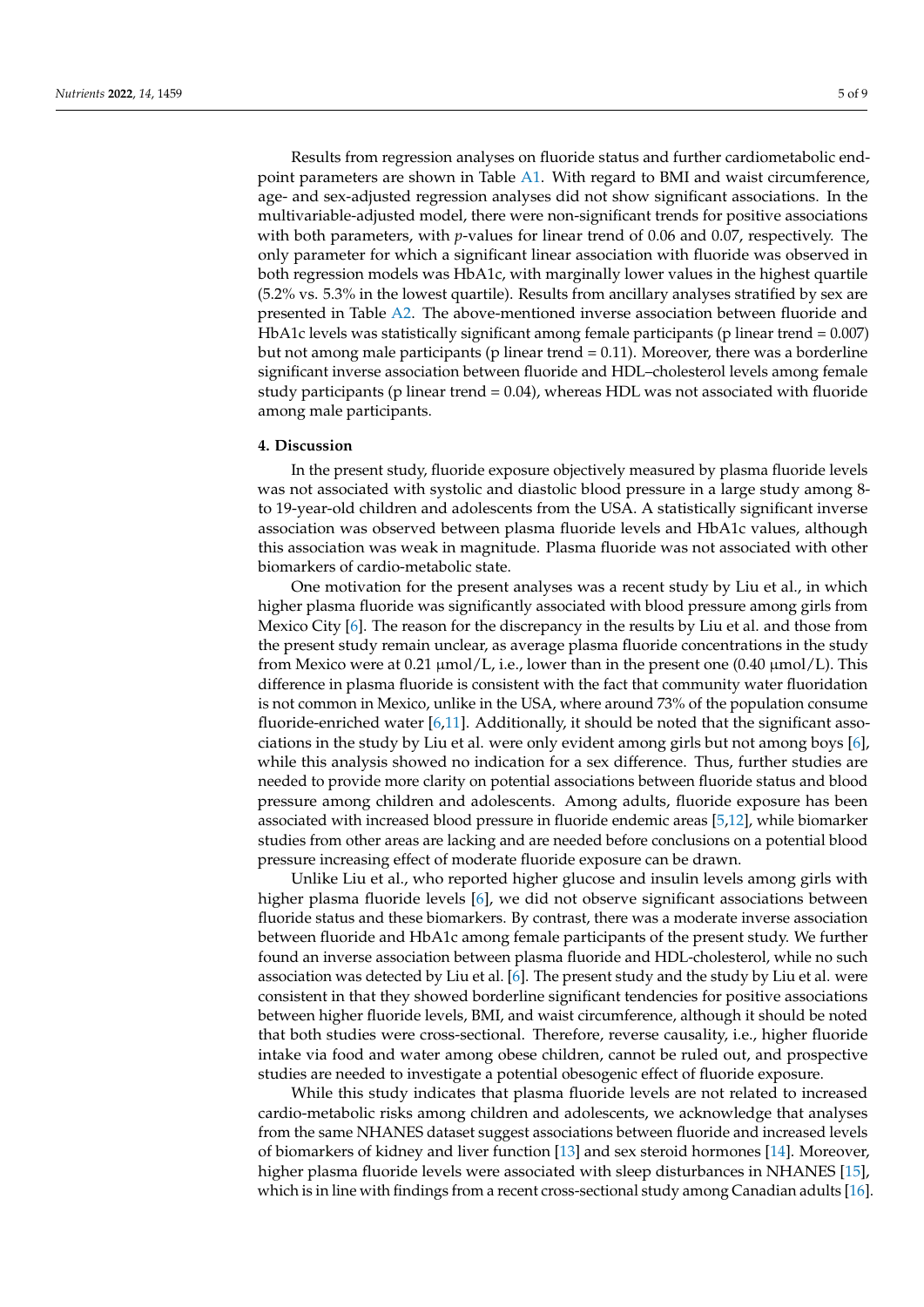Results from regression analyses on fluoride status and further cardiometabolic endpoint parameters are shown in Table A1. With regard to BMI and waist circumference, age- and sex-adjusted regression analyses did not show significant associations. In the multivariable-adjusted model, there were non-significant trends for positive associations with both parameters, with *p*-values for linear trend of 0.06 and 0.07, respectively. The only parameter for which a significant linear association with fluoride was observed in both regression models was HbA1c, with marginally lower values in the highest quartile (5.2% vs. 5.3% in the lowest quartile). Results from ancillary analyses stratified by sex are presented in Table A2. The above-mentioned inverse association between fluoride and HbA1c levels was statistically significant among female participants (p linear trend = 0.007) but not among male participants (p linear trend = 0.11). Moreover, there was a borderline significant inverse association between fluoride and HDL–cholesterol levels among female study participants (p linear trend = 0.04), whereas HDL was not associated with fluoride among male participants.

## 4. Discussion

In the present study, fluoride exposure objectively measured by plasma fluoride levels was not associated with systolic and diastolic blood pressure in a large study among 8- to 19-year-old children and adolescents from the USA. A statistically significant inverse association was observed between plasma fluoride levels and HbA1c values, although this association was weak in magnitude. Plasma fluoride was not associated with other biomarkers of cardio-metabolic state.

One motivation for the present analyses was a recent study by Liu et al., in which higher plasma fluoride was significantly associated with blood pressure among girls from Mexico City [6]. The reason for the discrepancy in the results by Liu et al. and those from the present study remain unclear, as average plasma fluoride concentrations in the study from Mexico were at 0.21 µmol/L, i.e., lower than in the present one (0.40 µmol/L). This difference in plasma fluoride is consistent with the fact that community water fluoridation is not common in Mexico, unlike in the USA, where around 73% of the population consume fluoride-enriched water [6,11]. Additionally, it should be noted that the significant associations in the study by Liu et al. were only evident among girls but not among boys [6], while this analysis showed no indication for a sex difference. Thus, further studies are needed to provide more clarity on potential associations between fluoride status and blood pressure among children and adolescents. Among adults, fluoride exposure has been associated with increased blood pressure in fluoride endemic areas [5,12], while biomarker studies from other areas are lacking and are needed before conclusions on a potential blood pressure increasing effect of moderate fluoride exposure can be drawn.

Unlike Liu et al., who reported higher glucose and insulin levels among girls with higher plasma fluoride levels [6], we did not observe significant associations between fluoride status and these biomarkers. By contrast, there was a moderate inverse association between fluoride and HbA1c among female participants of the present study. We further found an inverse association between plasma fluoride and HDL-cholesterol, while no such association was detected by Liu et al. [6]. The present study and the study by Liu et al. were consistent in that they showed borderline significant tendencies for positive associations between higher fluoride levels, BMI, and waist circumference, although it should be noted that both studies were cross-sectional. Therefore, reverse causality, i.e., higher fluoride intake via food and water among obese children, cannot be ruled out, and prospective studies are needed to investigate a potential obesogenic effect of fluoride exposure.

While this study indicates that plasma fluoride levels are not related to increased cardio-metabolic risks among children and adolescents, we acknowledge that analyses from the same NHANES dataset suggest associations between fluoride and increased levels of biomarkers of kidney and liver function [13] and sex steroid hormones [14]. Moreover, higher plasma fluoride levels were associated with sleep disturbances in NHANES [15], which is in line with findings from a recent cross-sectional study among Canadian adults [16].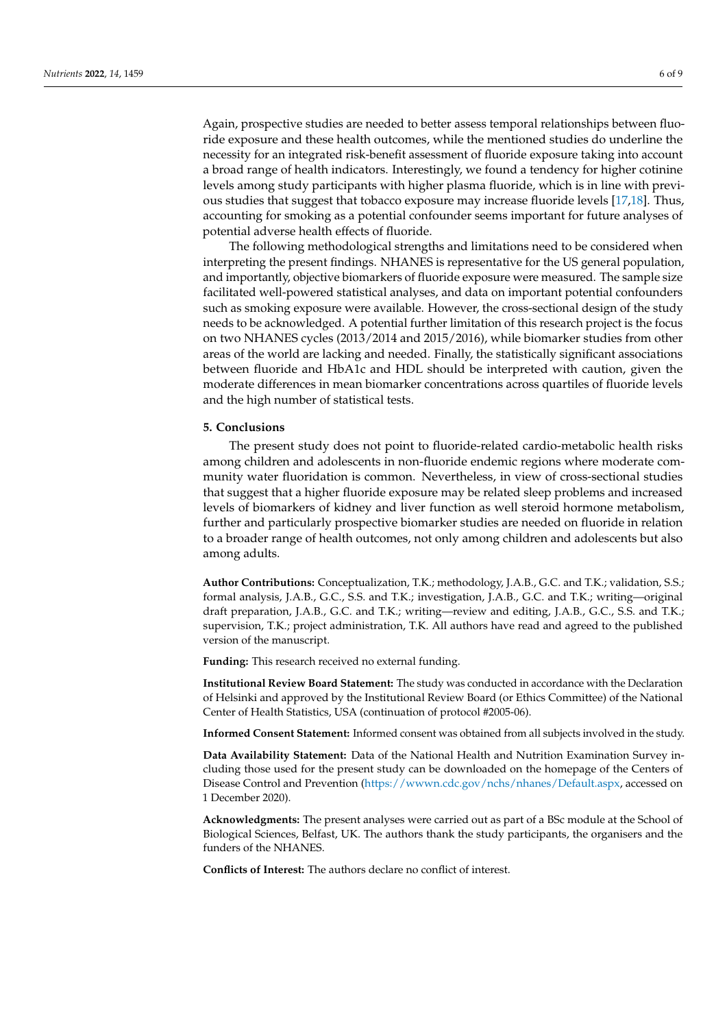Again, prospective studies are needed to better assess temporal relationships between fluoride exposure and these health outcomes, while the mentioned studies do underline the necessity for an integrated risk-benefit assessment of fluoride exposure taking into account a broad range of health indicators. Interestingly, we found a tendency for higher cotinine levels among study participants with higher plasma fluoride, which is in line with previous studies that suggest that tobacco exposure may increase fluoride levels [17,18]. Thus, accounting for smoking as a potential confounder seems important for future analyses of potential adverse health effects of fluoride.

The following methodological strengths and limitations need to be considered when interpreting the present findings. NHANES is representative for the US general population, and importantly, objective biomarkers of fluoride exposure were measured. The sample size facilitated well-powered statistical analyses, and data on important potential confounders such as smoking exposure were available. However, the cross-sectional design of the study needs to be acknowledged. A potential further limitation of this research project is the focus on two NHANES cycles (2013/2014 and 2015/2016), while biomarker studies from other areas of the world are lacking and needed. Finally, the statistically significant associations between fluoride and HbA1c and HDL should be interpreted with caution, given the moderate differences in mean biomarker concentrations across quartiles of fluoride levels and the high number of statistical tests.

## 5. Conclusions

The present study does not point to fluoride-related cardio-metabolic health risks among children and adolescents in non-fluoride endemic regions where moderate community water fluoridation is common. Nevertheless, in view of cross-sectional studies that suggest that a higher fluoride exposure may be related sleep problems and increased levels of biomarkers of kidney and liver function as well steroid hormone metabolism, further and particularly prospective biomarker studies are needed on fluoride in relation to a broader range of health outcomes, not only among children and adolescents but also among adults.

**Author Contributions:** Conceptualization, T.K.; methodology, J.A.B., G.C. and T.K.; validation, S.S.; formal analysis, J.A.B., G.C., S.S. and T.K.; investigation, J.A.B., G.C. and T.K.; writing—original draft preparation, J.A.B., G.C. and T.K.; writing—review and editing, J.A.B., G.C., S.S. and T.K.; supervision, T.K.; project administration, T.K. All authors have read and agreed to the published version of the manuscript.

**Funding:** This research received no external funding.

**Institutional Review Board Statement:** The study was conducted in accordance with the Declaration of Helsinki and approved by the Institutional Review Board (or Ethics Committee) of the National Center of Health Statistics, USA (continuation of protocol #2005-06).

**Informed Consent Statement:** Informed consent was obtained from all subjects involved in the study.

**Data Availability Statement:** Data of the National Health and Nutrition Examination Survey including those used for the present study can be downloaded on the homepage of the Centers of Disease Control and Prevention (https://wwwn.cdc.gov/nchs/nhanes/Default.aspx, accessed on 1 December 2020).

**Acknowledgments:** The present analyses were carried out as part of a BSc module at the School of Biological Sciences, Belfast, UK. The authors thank the study participants, the organisers and the funders of the NHANES.

**Conflicts of Interest:** The authors declare no conflict of interest.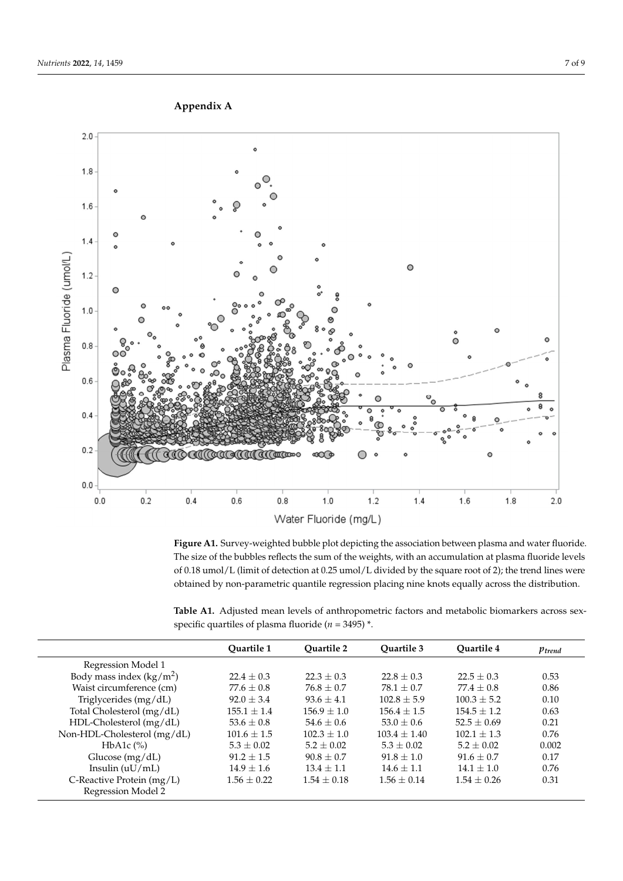## Appendix A

**Figure A1.** Survey-weighted bubble plot depicting the association between plasma and water fluoride. The size of the bubbles reflects the sum of the weights, with an accumulation at plasma fluoride levels of 0.18 umol/L (limit of detection at 0.25 umol/L divided by the square root of 2); the trend lines were obtained by non-parametric quantile regression placing nine knots equally across the distribution.

**Table A1.** Adjusted mean levels of anthropometric factors and metabolic biomarkers across sex-specific quartiles of plasma fluoride ($n$ = 3495) *.

| | Quartile 1 | Quartile 2 | Quartile 3 | Quartile 4 | $p_{trend}$ |
|---|---|---|---|---|---|
| Regression Model 1 | | | | | |
| Body mass index (kg/m$^2$) | 22.4 ± 0.3 | 22.3 ± 0.3 | 22.8 ± 0.3 | 22.5 ± 0.3 | 0.53 |
| Waist circumference (cm) | 77.6 ± 0.8 | 76.8 ± 0.7 | 78.1 ± 0.7 | 77.4 ± 0.8 | 0.86 |
| Triglycerides (mg/dL) | 92.0 ± 3.4 | 93.6 ± 4.1 | 102.8 ± 5.9 | 100.3 ± 5.2 | 0.10 |
| Total Cholesterol (mg/dL) | 155.1 ± 1.4 | 156.9 ± 1.0 | 156.4 ± 1.5 | 154.5 ± 1.2 | 0.63 |
| HDL-Cholesterol (mg/dL) | 53.6 ± 0.8 | 54.6 ± 0.6 | 53.0 ± 0.6 | 52.5 ± 0.69 | 0.21 |
| Non-HDL-Cholesterol (mg/dL) | 101.6 ± 1.5 | 102.3 ± 1.0 | 103.4 ± 1.40 | 102.1 ± 1.3 | 0.76 |
| HbA1c (%) | 5.3 ± 0.02 | 5.2 ± 0.02 | 5.3 ± 0.02 | 5.2 ± 0.02 | 0.002 |
| Glucose (mg/dL) | 91.2 ± 1.5 | 90.8 ± 0.7 | 91.8 ± 1.0 | 91.6 ± 0.7 | 0.17 |
| Insulin (uU/mL) | 14.9 ± 1.6 | 13.4 ± 1.1 | 14.6 ± 1.1 | 14.1 ± 1.0 | 0.76 |
| C-Reactive Protein (mg/L) | 1.56 ± 0.22 | 1.54 ± 0.18 | 1.56 ± 0.14 | 1.54 ± 0.26 | 0.31 |
| Regression Model 2 | | | | | |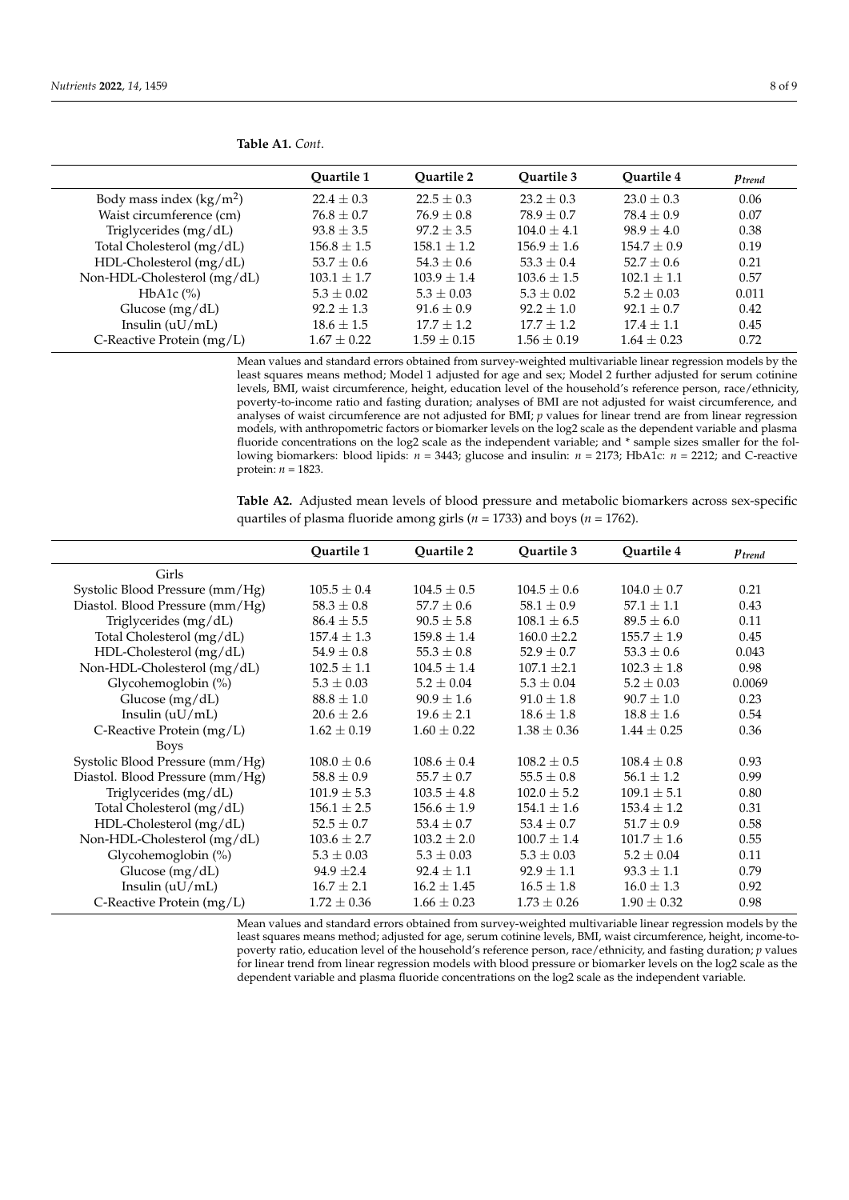**Table A1.** *Cont.*

| | Quartile 1 | Quartile 2 | Quartile 3 | Quartile 4 | $p_{trend}$ |
|---|---|---|---|---|---|
| Body mass index (kg/m$^2$) | 22.4 ± 0.3 | 22.5 ± 0.3 | 23.2 ± 0.3 | 23.0 ± 0.3 | 0.06 |
| Waist circumference (cm) | 76.8 ± 0.7 | 76.9 ± 0.8 | 78.9 ± 0.7 | 78.4 ± 0.9 | 0.07 |
| Triglycerides (mg/dL) | 93.8 ± 3.5 | 97.2 ± 3.5 | 104.0 ± 4.1 | 98.9 ± 4.0 | 0.38 |
| Total Cholesterol (mg/dL) | 156.8 ± 1.5 | 158.1 ± 1.2 | 156.9 ± 1.6 | 154.7 ± 0.9 | 0.19 |
| HDL-Cholesterol (mg/dL) | 53.7 ± 0.6 | 54.3 ± 0.6 | 53.3 ± 0.4 | 52.7 ± 0.6 | 0.21 |
| Non-HDL-Cholesterol (mg/dL) | 103.1 ± 1.7 | 103.9 ± 1.4 | 103.6 ± 1.5 | 102.1 ± 1.1 | 0.57 |
| HbA1c (%) | 5.3 ± 0.02 | 5.3 ± 0.03 | 5.3 ± 0.02 | 5.2 ± 0.03 | 0.011 |
| Glucose (mg/dL) | 92.2 ± 1.3 | 91.6 ± 0.9 | 92.2 ± 1.0 | 92.1 ± 0.7 | 0.42 |
| Insulin (uU/mL) | 18.6 ± 1.5 | 17.7 ± 1.2 | 17.7 ± 1.2 | 17.4 ± 1.1 | 0.45 |
| C-Reactive Protein (mg/L) | 1.67 ± 0.22 | 1.59 ± 0.15 | 1.56 ± 0.19 | 1.64 ± 0.23 | 0.72 |

Mean values and standard errors obtained from survey-weighted multivariable linear regression models by the least squares means method; Model 1 adjusted for age and sex; Model 2 further adjusted for serum cotinine levels, BMI, waist circumference, height, education level of the household's reference person, race/ethnicity, poverty-to-income ratio and fasting duration; analyses of BMI are not adjusted for waist circumference, and analyses of waist circumference are not adjusted for BMI; *p* values for linear trend are from linear regression models, with anthropometric factors or biomarker levels on the log2 scale as the dependent variable and plasma fluoride concentrations on the log2 scale as the independent variable; and * sample sizes smaller for the following biomarkers: blood lipids: $n = 3443$; glucose and insulin: $n = 2173$; HbA1c: $n = 2212$; and C-reactive protein: $n = 1823$.

**Table A2.** Adjusted mean levels of blood pressure and metabolic biomarkers across sex-specific quartiles of plasma fluoride among girls ($n = 1733$) and boys ($n = 1762$).

| | Quartile 1 | Quartile 2 | Quartile 3 | Quartile 4 | $p_{trend}$ |
|---|---|---|---|---|---|
| Girls | | | | | |
| Systolic Blood Pressure (mm/Hg) | 105.5 ± 0.4 | 104.5 ± 0.5 | 104.5 ± 0.6 | 104.0 ± 0.7 | 0.21 |
| Diastol. Blood Pressure (mm/Hg) | 58.3 ± 0.8 | 57.7 ± 0.6 | 58.1 ± 0.9 | 57.1 ± 1.1 | 0.43 |
| Triglycerides (mg/dL) | 86.4 ± 5.5 | 90.5 ± 5.8 | 108.1 ± 6.5 | 89.5 ± 6.0 | 0.11 |
| Total Cholesterol (mg/dL) | 157.4 ± 1.3 | 159.8 ± 1.4 | 160.0 ±2.2 | 155.7 ± 1.9 | 0.45 |
| HDL-Cholesterol (mg/dL) | 54.9 ± 0.8 | 55.3 ± 0.8 | 52.9 ± 0.7 | 53.3 ± 0.6 | 0.043 |
| Non-HDL-Cholesterol (mg/dL) | 102.5 ± 1.1 | 104.5 ± 1.4 | 107.1 ±2.1 | 102.3 ± 1.8 | 0.98 |
| Glycohemoglobin (%) | 5.3 ± 0.03 | 5.2 ± 0.04 | 5.3 ± 0.04 | 5.2 ± 0.03 | 0.0069 |
| Glucose (mg/dL) | 88.8 ± 1.0 | 90.9 ± 1.6 | 91.0 ± 1.8 | 90.7 ± 1.0 | 0.23 |
| Insulin (uU/mL) | 20.6 ± 2.6 | 19.6 ± 2.1 | 18.6 ± 1.8 | 18.8 ± 1.6 | 0.54 |
| C-Reactive Protein (mg/L) | 1.62 ± 0.19 | 1.60 ± 0.22 | 1.38 ± 0.36 | 1.44 ± 0.25 | 0.36 |
| Boys | | | | | |
| Systolic Blood Pressure (mm/Hg) | 108.0 ± 0.6 | 108.6 ± 0.4 | 108.2 ± 0.5 | 108.4 ± 0.8 | 0.93 |
| Diastol. Blood Pressure (mm/Hg) | 58.8 ± 0.9 | 55.7 ± 0.7 | 55.5 ± 0.8 | 56.1 ± 1.2 | 0.99 |
| Triglycerides (mg/dL) | 101.9 ± 5.3 | 103.5 ± 4.8 | 102.0 ± 5.2 | 109.1 ± 5.1 | 0.80 |
| Total Cholesterol (mg/dL) | 156.1 ± 2.5 | 156.6 ± 1.9 | 154.1 ± 1.6 | 153.4 ± 1.2 | 0.31 |
| HDL-Cholesterol (mg/dL) | 52.5 ± 0.7 | 53.4 ± 0.7 | 53.4 ± 0.7 | 51.7 ± 0.9 | 0.58 |
| Non-HDL-Cholesterol (mg/dL) | 103.6 ± 2.7 | 103.2 ± 2.0 | 100.7 ± 1.4 | 101.7 ± 1.6 | 0.55 |
| Glycohemoglobin (%) | 5.3 ± 0.03 | 5.3 ± 0.03 | 5.3 ± 0.03 | 5.2 ± 0.04 | 0.11 |
| Glucose (mg/dL) | 94.9 ±2.4 | 92.4 ± 1.1 | 92.9 ± 1.1 | 93.3 ± 1.1 | 0.79 |
| Insulin (uU/mL) | 16.7 ± 2.1 | 16.2 ± 1.45 | 16.5 ± 1.8 | 16.0 ± 1.3 | 0.92 |
| C-Reactive Protein (mg/L) | 1.72 ± 0.36 | 1.66 ± 0.23 | 1.73 ± 0.26 | 1.90 ± 0.32 | 0.98 |

Mean values and standard errors obtained from survey-weighted multivariable linear regression models by the least squares means method; adjusted for age, serum cotinine levels, BMI, waist circumference, height, income-to-poverty ratio, education level of the household's reference person, race/ethnicity, and fasting duration; *p* values for linear trend from linear regression models with blood pressure or biomarker levels on the log2 scale as the dependent variable and plasma fluoride concentrations on the log2 scale as the independent variable.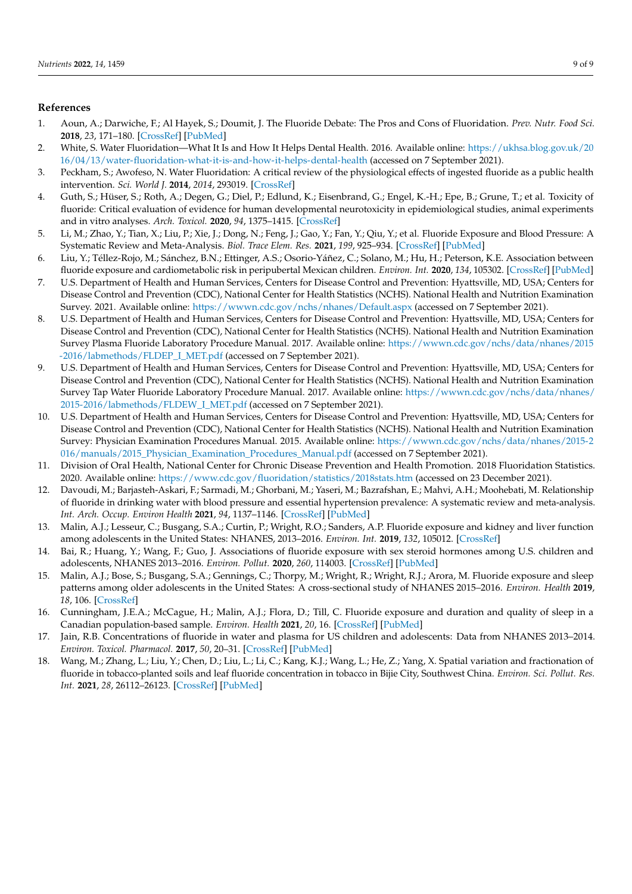## References

1. Aoun, A.; Darwiche, F.; Al Hayek, S.; Doumit, J. The Fluoride Debate: The Pros and Cons of Fluoridation. *Prev. Nutr. Food Sci.* **2018**, *23*, 171–180. [CrossRef] [PubMed]
2. White, S. Water Fluoridation—What It Is and How It Helps Dental Health. 2016. Available online: https://ukhsa.blog.gov.uk/2016/04/13/water-fluoridation-what-it-is-and-how-it-helps-dental-health (accessed on 7 September 2021).
3. Peckham, S.; Awofeso, N. Water Fluoridation: A critical review of the physiological effects of ingested fluoride as a public health intervention. *Sci. World J.* **2014**, *2014*, 293019. [CrossRef]
4. Guth, S.; Hüser, S.; Roth, A.; Degen, G.; Diel, P.; Edlund, K.; Eisenbrand, G.; Engel, K.-H.; Epe, B.; Grune, T.; et al. Toxicity of fluoride: Critical evaluation of evidence for human developmental neurotoxicity in epidemiological studies, animal experiments and in vitro analyses. *Arch. Toxicol.* **2020**, *94*, 1375–1415. [CrossRef]
5. Li, M.; Zhao, Y.; Tian, X.; Liu, P.; Xie, J.; Dong, N.; Feng, J.; Gao, Y.; Fan, Y.; Qiu, Y.; et al. Fluoride Exposure and Blood Pressure: A Systematic Review and Meta-Analysis. *Biol. Trace Elem. Res.* **2021**, *199*, 925–934. [CrossRef] [PubMed]
6. Liu, Y.; Téllez-Rojo, M.; Sánchez, B.N.; Ettinger, A.S.; Osorio-Yáñez, C.; Solano, M.; Hu, H.; Peterson, K.E. Association between fluoride exposure and cardiometabolic risk in peripubertal Mexican children. *Environ. Int.* **2020**, *134*, 105302. [CrossRef] [PubMed]
7. U.S. Department of Health and Human Services, Centers for Disease Control and Prevention: Hyattsville, MD, USA; Centers for Disease Control and Prevention (CDC), National Center for Health Statistics (NCHS). National Health and Nutrition Examination Survey. 2021. Available online: https://wwwn.cdc.gov/nchs/nhanes/Default.aspx (accessed on 7 September 2021).
8. U.S. Department of Health and Human Services, Centers for Disease Control and Prevention: Hyattsville, MD, USA; Centers for Disease Control and Prevention (CDC), National Center for Health Statistics (NCHS). National Health and Nutrition Examination Survey Plasma Fluoride Laboratory Procedure Manual. 2017. Available online: https://wwwn.cdc.gov/nchs/data/nhanes/2015-2016/labmethods/FLDEP_I_MET.pdf (accessed on 7 September 2021).
9. U.S. Department of Health and Human Services, Centers for Disease Control and Prevention: Hyattsville, MD, USA; Centers for Disease Control and Prevention (CDC), National Center for Health Statistics (NCHS). National Health and Nutrition Examination Survey Tap Water Fluoride Laboratory Procedure Manual. 2017. Available online: https://wwwn.cdc.gov/nchs/data/nhanes/2015-2016/labmethods/FLDEW_I_MET.pdf (accessed on 7 September 2021).
10. U.S. Department of Health and Human Services, Centers for Disease Control and Prevention: Hyattsville, MD, USA; Centers for Disease Control and Prevention (CDC), National Center for Health Statistics (NCHS). National Health and Nutrition Examination Survey: Physician Examination Procedures Manual. 2015. Available online: https://wwwn.cdc.gov/nchs/data/nhanes/2015-2016/manuals/2015_Physician_Examination_Procedures_Manual.pdf (accessed on 7 September 2021).
11. Division of Oral Health, National Center for Chronic Disease Prevention and Health Promotion. 2018 Fluoridation Statistics. 2020. Available online: https://www.cdc.gov/fluoridation/statistics/2018stats.htm (accessed on 23 December 2021).
12. Davoudi, M.; Barjasteh-Askari, F.; Sarmadi, M.; Ghorbani, M.; Yaseri, M.; Bazrafshan, E.; Mahvi, A.H.; Moohebati, M. Relationship of fluoride in drinking water with blood pressure and essential hypertension prevalence: A systematic review and meta-analysis. *Int. Arch. Occup. Environ Health* **2021**, *94*, 1137–1146. [CrossRef] [PubMed]
13. Malin, A.J.; Lesseur, C.; Busgang, S.A.; Curtin, P.; Wright, R.O.; Sanders, A.P. Fluoride exposure and kidney and liver function among adolescents in the United States: NHANES, 2013–2016. *Environ. Int.* **2019**, *132*, 105012. [CrossRef]
14. Bai, R.; Huang, Y.; Wang, F.; Guo, J. Associations of fluoride exposure with sex steroid hormones among U.S. children and adolescents, NHANES 2013–2016. *Environ. Pollut.* **2020**, *260*, 114003. [CrossRef] [PubMed]
15. Malin, A.J.; Bose, S.; Busgang, S.A.; Gennings, C.; Thorpy, M.; Wright, R.; Wright, R.J.; Arora, M. Fluoride exposure and sleep patterns among older adolescents in the United States: A cross-sectional study of NHANES 2015–2016. *Environ. Health* **2019**, *18*, 106. [CrossRef]
16. Cunningham, J.E.A.; McCague, H.; Malin, A.J.; Flora, D.; Till, C. Fluoride exposure and duration and quality of sleep in a Canadian population-based sample. *Environ. Health* **2021**, *20*, 16. [CrossRef] [PubMed]
17. Jain, R.B. Concentrations of fluoride in water and plasma for US children and adolescents: Data from NHANES 2013–2014. *Environ. Toxicol. Pharmacol.* **2017**, *50*, 20–31. [CrossRef] [PubMed]
18. Wang, M.; Zhang, L.; Liu, Y.; Chen, D.; Liu, L.; Li, C.; Kang, K.J.; Wang, L.; He, Z.; Yang, X. Spatial variation and fractionation of fluoride in tobacco-planted soils and leaf fluoride concentration in tobacco in Bijie City, Southwest China. *Environ. Sci. Pollut. Res. Int.* **2021**, *28*, 26112–26123. [CrossRef] [PubMed]